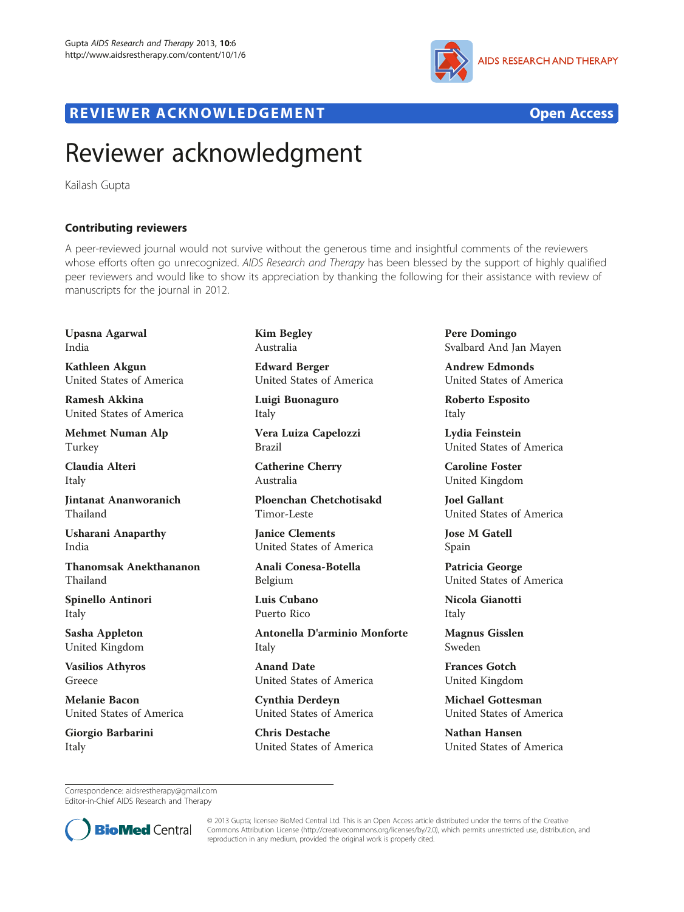REVIEWER ACKNOWLEDGEMENT Open Access

# Reviewer acknowledgment

Kailash Gupta

## Contributing reviewers

A peer-reviewed journal would not survive without the generous time and insightful comments of the reviewers whose efforts often go unrecognized. *AIDS Research and Therapy* has been blessed by the support of highly qualified peer reviewers and would like to show its appreciation by thanking the following for their assistance with review of manuscripts for the journal in 2012.

**Upasna Agarwal**
India

**Kathleen Akgun**
United States of America

**Ramesh Akkina**
United States of America

**Mehmet Numan Alp**
Turkey

**Claudia Alteri**
Italy

**Jintanat Ananworanich**
Thailand

**Usharani Anaparthy**
India

**Thanomsak Anekthananon**
Thailand

**Spinello Antinori**
Italy

**Sasha Appleton**
United Kingdom

**Vasilios Athyros**
Greece

**Melanie Bacon**
United States of America

**Giorgio Barbarini**
Italy

**Kim Begley**
Australia

**Edward Berger**
United States of America

**Luigi Buonaguro**
Italy

**Vera Luiza Capelozzi**
Brazil

**Catherine Cherry**
Australia

**Ploenchan Chetchotisakd**
Timor-Leste

**Janice Clements**
United States of America

**Anali Conesa-Botella**
Belgium

**Luis Cubano**
Puerto Rico

**Antonella D'arminio Monforte**
Italy

**Anand Date**
United States of America

**Cynthia Derdeyn**
United States of America

**Chris Destache**
United States of America

**Pere Domingo**
Svalbard And Jan Mayen

**Andrew Edmonds**
United States of America

**Roberto Esposito**
Italy

**Lydia Feinstein**
United States of America

**Caroline Foster**
United Kingdom

**Joel Gallant**
United States of America

**Jose M Gatell**
Spain

**Patricia George**
United States of America

**Nicola Gianotti**
Italy

**Magnus Gisslen**
Sweden

**Frances Gotch**
United Kingdom

**Michael Gottesman**
United States of America

**Nathan Hansen**
United States of America

Correspondence: aidsrestherapy@gmail.com
Editor-in-Chief AIDS Research and Therapy

© 2013 Gupta; licensee BioMed Central Ltd. This is an Open Access article distributed under the terms of the Creative Commons Attribution License (http://creativecommons.org/licenses/by/2.0), which permits unrestricted use, distribution, and reproduction in any medium, provided the original work is properly cited.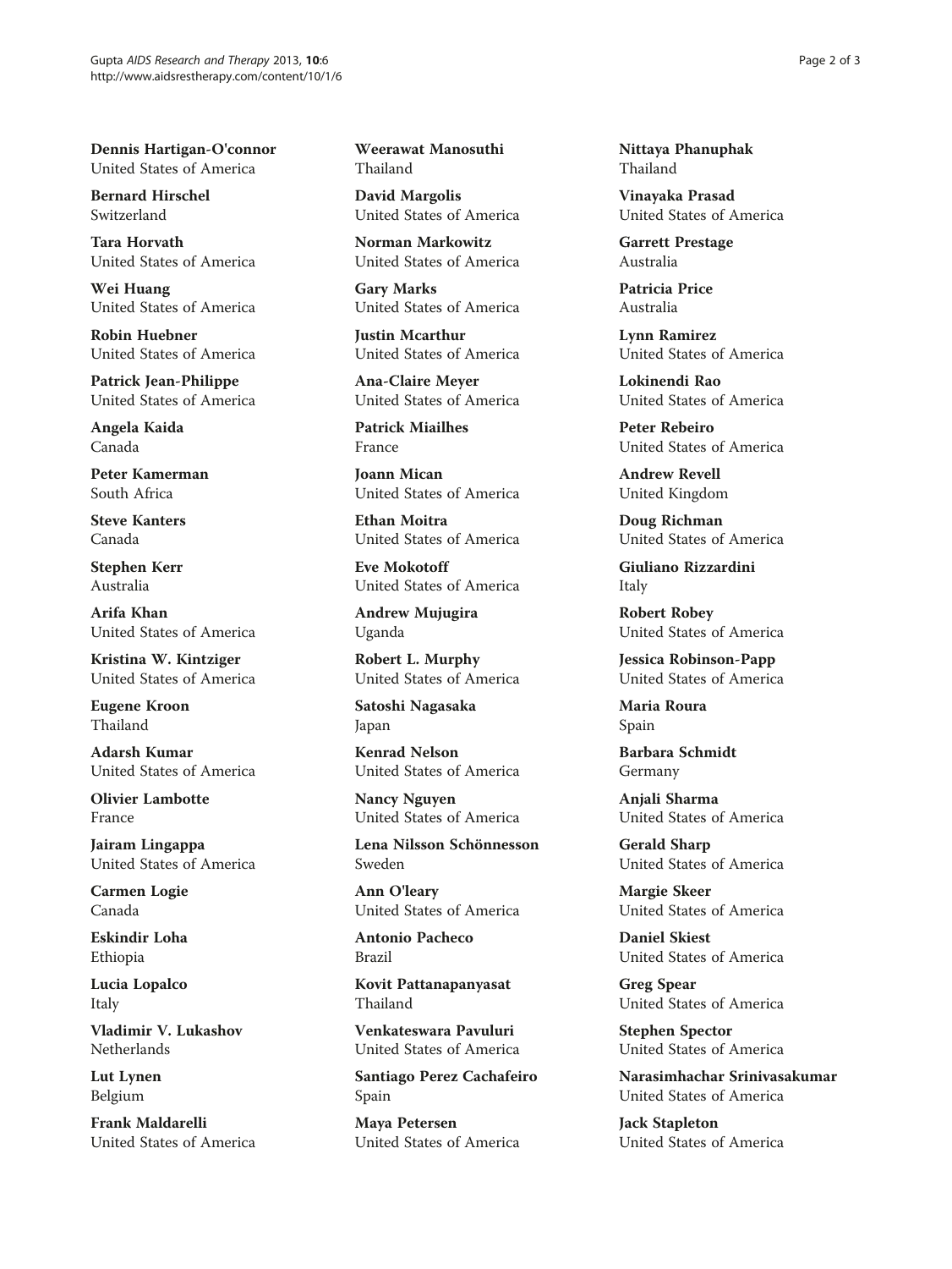**Dennis Hartigan-O'connor**
United States of America

**Bernard Hirschel**
Switzerland

**Tara Horvath**
United States of America

**Wei Huang**
United States of America

**Robin Huebner**
United States of America

**Patrick Jean-Philippe**
United States of America

**Angela Kaida**
Canada

**Peter Kamerman**
South Africa

**Steve Kanters**
Canada

**Stephen Kerr**
Australia

**Arifa Khan**
United States of America

**Kristina W. Kintziger**
United States of America

**Eugene Kroon**
Thailand

**Adarsh Kumar**
United States of America

**Olivier Lambotte**
France

**Jairam Lingappa**
United States of America

**Carmen Logie**
Canada

**Eskindir Loha**
Ethiopia

**Lucia Lopalco**
Italy

**Vladimir V. Lukashov**
Netherlands

**Lut Lynen**
Belgium

**Frank Maldarelli**
United States of America

**Weerawat Manosuthi**
Thailand

**David Margolis**
United States of America

**Norman Markowitz**
United States of America

**Gary Marks**
United States of America

**Justin Mcarthur**
United States of America

**Ana-Claire Meyer**
United States of America

**Patrick Miailhes**
France

**Joann Mican**
United States of America

**Ethan Moitra**
United States of America

**Eve Mokotoff**
United States of America

**Andrew Mujugira**
Uganda

**Robert L. Murphy**
United States of America

**Satoshi Nagasaka**
Japan

**Kenrad Nelson**
United States of America

**Nancy Nguyen**
United States of America

**Lena Nilsson Schönnesson**
Sweden

**Ann O'leary**
United States of America

**Antonio Pacheco**
Brazil

**Kovit Pattanapanyasat**
Thailand

**Venkateswara Pavuluri**
United States of America

**Santiago Perez Cachafeiro**
Spain

**Maya Petersen**
United States of America

**Nittaya Phanuphak**
Thailand

**Vinayaka Prasad**
United States of America

**Garrett Prestage**
Australia

**Patricia Price**
Australia

**Lynn Ramirez**
United States of America

**Lokinendi Rao**
United States of America

**Peter Rebeiro**
United States of America

**Andrew Revell**
United Kingdom

**Doug Richman**
United States of America

**Giuliano Rizzardini**
Italy

**Robert Robey**
United States of America

**Jessica Robinson-Papp**
United States of America

**Maria Roura**
Spain

**Barbara Schmidt**
Germany

**Anjali Sharma**
United States of America

**Gerald Sharp**
United States of America

**Margie Skeer**
United States of America

**Daniel Skiest**
United States of America

**Greg Spear**
United States of America

**Stephen Spector**
United States of America

**Narasimhachar Srinivasakumar**
United States of America

**Jack Stapleton**
United States of America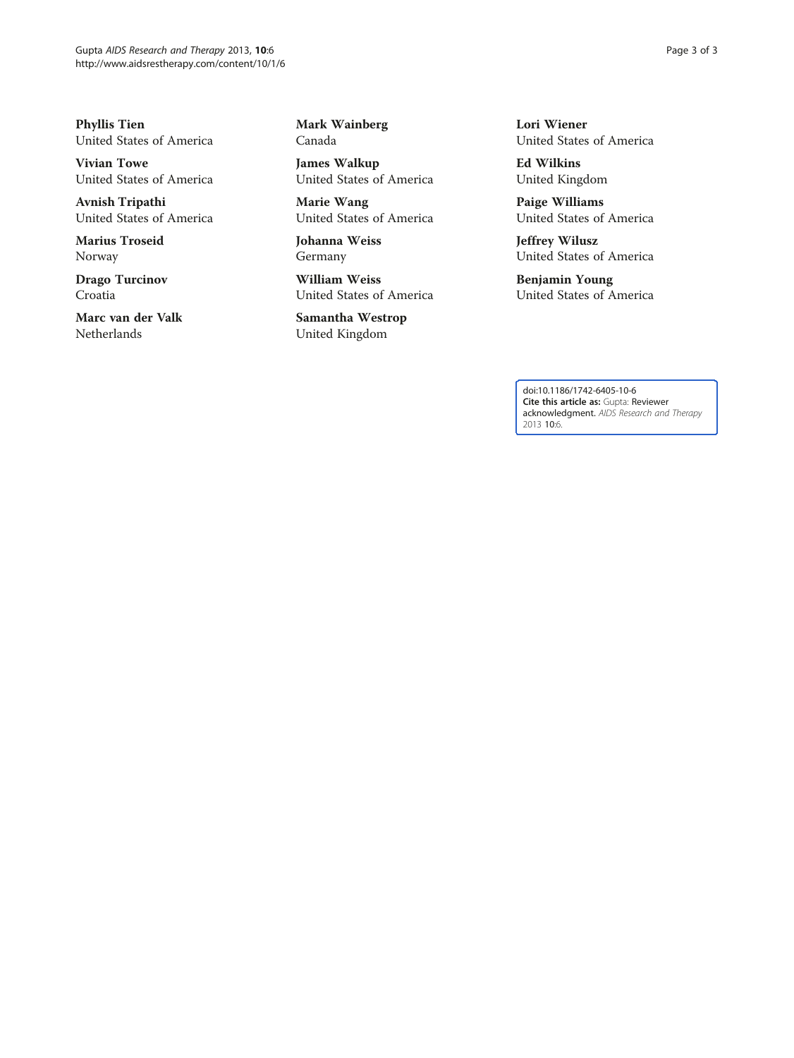**Phyllis Tien**
United States of America

**Vivian Towe**
United States of America

**Avnish Tripathi**
United States of America

**Marius Troseid**
Norway

**Drago Turcinov**
Croatia

**Marc van der Valk**
Netherlands

**Mark Wainberg**
Canada

**James Walkup**
United States of America

**Marie Wang**
United States of America

**Johanna Weiss**
Germany

**William Weiss**
United States of America

**Samantha Westrop**
United Kingdom

**Lori Wiener**
United States of America

**Ed Wilkins**
United Kingdom

**Paige Williams**
United States of America

**Jeffrey Wilusz**
United States of America

**Benjamin Young**
United States of America

doi:10.1186/1742-6405-10-6
**Cite this article as:** Gupta: Reviewer acknowledgment. *AIDS Research and Therapy* 2013 **10**:6.